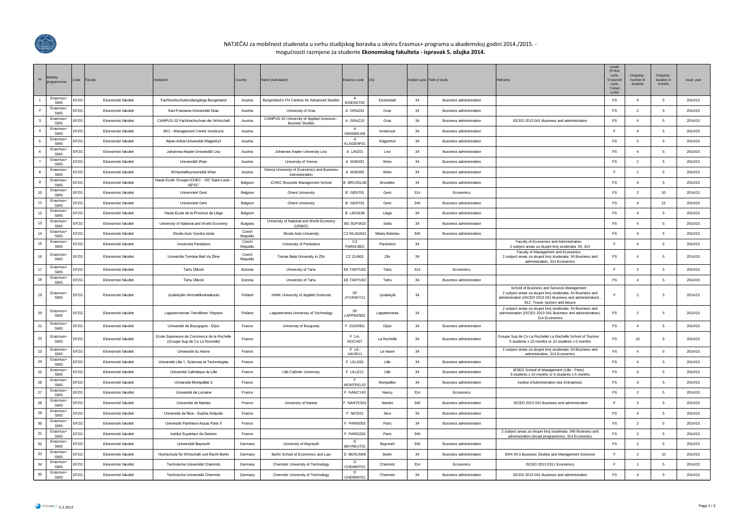## NATJEČAJ za mobilnost studenata u svrhu studijskog boravka u okviru Erasmus+ programa u akademskoj godini 2014./2015. - mogućnosti razmjene za studente **Ekonomskog fakulteta - ispravak 5. ožujka 2014.**

| Nr | Mobility programmme | Code | Faculty | Institution | Country | Name (translation) | Erasmus code | City | Subject area | Field of study | Remarks | Levels (F=first cycle, S=second cycle, T=third cycle) | Outgoing - number of students | Outgoing - duration in months | Acad. year |
|---|---|---|---|---|---|---|---|---|---|---|---|---|---|---|---|
| 1 | Erasmus+ SMS | EFZG | Ekonomski fakultet | Fachhochschulstudiengänge Burgenland | Austria | Burgenland's FH Centres for Advanced Studies | A EISENST02 | Eisenstadt | 34 | Business administration | | FS | 4 | 5 | 2014/15 |
| 2 | Erasmus+ SMS | EFZG | Ekonomski fakultet | Karl-Franzens-Universität Graz | Austria | University of Graz | A GRAZ01 | Graz | 34 | Business administration | | FS | 2 | 5 | 2014/15 |
| 3 | Erasmus+ SMS | EFZG | Ekonomski fakultet | CAMPUS 02 Fachhochschule der Wirtschaft | Austria | CAMPUS 02 University of Applied Sciences - Busines Studies | A GRAZ10 | Graz | 34 | Business administration | ISCED 2013 041 Business and administration | FS | 4 | 5 | 2014/15 |
| 4 | Erasmus+ SMS | EFZG | Ekonomski fakultet | MCI - Management Center Innsbruck | Austria | | A INNSBRU08 | Innsbruck | 34 | Business administration | | F | 4 | 5 | 2014/15 |
| 5 | Erasmus+ SMS | EFZG | Ekonomski fakultet | Alpen-Adria-Universität Klagenfurt | Austria | | A KLAGENF01 | Klagenfurt | 34 | Business administration | | FS | 5 | 5 | 2014/15 |
| 6 | Erasmus+ SMS | EFZG | Ekonomski fakultet | Johannes-Kepler-Universität Linz | Austria | Johannes Kepler University Linz | A LINZ01 | Linz | 34 | Business administration | | FS | 4 | 5 | 2014/15 |
| 7 | Erasmus+ SMS | EFZG | Ekonomski fakultet | Universität Wien | Austria | University of Vienna | A WIEN01 | Wien | 34 | Business administration | | FS | 2 | 5 | 2014/15 |
| 8 | Erasmus+ SMS | EFZG | Ekonomski fakultet | Wirtschaftsuniversität Wien | Austria | Vienna University of Economics and Business Administration | A WIEN05 | Wien | 34 | Business administration | | F | 1 | 5 | 2014/15 |
| 9 | Erasmus+ SMS | EFZG | Ekonomski fakultet | Haute Ecole 'Groupe ICHEC - ISC Saint-Louis - ISFSC' | Belgium | ICHEC Brussels Management School | B BRUXEL86 | Bruxelles | 34 | Business administration | | FS | 4 | 5 | 2014/15 |
| 10 | Erasmus+ SMS | EFZG | Ekonomski fakultet | Universiteit Gent | Belgium | Ghent University | B GENT01 | Gent | 314 | Economics | | FS | 2 | 10 | 2014/15 |
| 11 | Erasmus+ SMS | EFZG | Ekonomski fakultet | Universiteit Gent | Belgium | Ghent University | B GENT01 | Gent | 340 | Business administration | | FS | 4 | 12 | 2014/15 |
| 12 | Erasmus+ SMS | EFZG | Ekonomski fakultet | Haute Ecole de la Province de Liège | Belgium | | B LIEGE38 | Liège | 34 | Business administration | | FS | 4 | 5 | 2014/15 |
| 13 | Erasmus+ SMS | EFZG | Ekonomski fakultet | University of National and World Economy | Bulgaria | University of National and World Economy (UNWE) | BG SOFIA03 | Sofia | 34 | Business administration | | FS | 4 | 5 | 2014/15 |
| 14 | Erasmus+ SMS | EFZG | Ekonomski fakultet | Skoda Auto Vysoka skola | Czech Republic | Skoda Auto University | CZ MLADA01 | Mlada Boleslav | 340 | Business administration | | FS | 4 | 5 | 2014/15 |
| 15 | Erasmus+ SMS | EFZG | Ekonomski fakultet | Univerzita Pardubice | Czech Republic | University of Pardubice | CZ PARDUB01 | Pardubice | 34 | | Faculty of Economics and Administration 2 subject areas za skupni broj studenata: 34, 314 | F | 4 | 5 | 2014/15 |
| 16 | Erasmus+ SMS | EFZG | Ekonomski fakultet | Univerzita Tomáse Bati Ve Zline | Czech Republic | Tomas Bata University in Zlin | CZ ZLIN01 | Zlin | 34 | | Faculty of Management and Economics 2 subject areas za skupni broj studenata: 34 Business and administration, 314 Economics | FS | 4 | 5 | 2014/15 |
| 17 | Erasmus+ SMS | EFZG | Ekonomski fakultet | Tartu Ülikool | Estonia | University of Tartu | EE TARTU02 | Tartu | 314 | Economics | | F | 2 | 5 | 2014/15 |
| 18 | Erasmus+ SMS | EFZG | Ekonomski fakultet | Tartu Ülikool | Estonia | University of Tartu | EE TARTU02 | Tartu | 34 | Business administration | | FS | 4 | 5 | 2014/15 |
| 19 | Erasmus+ SMS | EFZG | Ekonomski fakultet | Jyväskylän Ammattikorkeakoulu | Finland | JAMK University of Applied Sciences | SF JYVASKY11 | Jyväskylä | 34 | | School of Business and Services Management 2 subject areas za skupni broj studenata: 34 Business and administration (ISCED 2013 041 Business and administration) , 812 Travel, tourism and leisure | F | 2 | 5 | 2014/15 |
| 20 | Erasmus+ SMS | EFZG | Ekonomski fakultet | Lappeenrannan Teknillinen Ylopisto | Finland | Lappeenranta University of Technology | SF LAPPEEN01 | Lappeenranta | 34 | | 2 subject areas za skupni broj studenata: 34 Business and administration (ISCED 2013 041 Business and administration), 314 Economics | FS | 2 | 5 | 2014/15 |
| 21 | Erasmus+ SMS | EFZG | Ekonomski fakultet | Université de Bourgogne - Dijon | France | University of Burgundy | F DIJON01 | Dijon | 34 | Business administration | | FS | 4 | 5 | 2014/15 |
| 22 | Erasmus+ SMS | EFZG | Ekonomski fakultet | Ecole Superieure de Commerce de la Rochelle (Groupe Sup de Co La Rochelle) | France | | F LA-ROCH07 | La Rochelle | 34 | Business administration | Groupe Sup de Co La Rochelle/ La Rochelle School of Tourism 5 students x 10 months or 10 students x 5 months | FS | 10 | 5 | 2014/15 |
| 23 | Erasmus+ SMS | EFZG | Ekonomski fakultet | Université du Havre | France | | F LE-HAVR11 | Le Havre | 34 | | 2 subject areas za skupni broj studenata: 34 Business and administration, 314 Economics | FS | 4 | 5 | 2014/15 |
| 24 | Erasmus+ SMS | EFZG | Ekonomski fakultet | Université Lille 1, Sciences et Technologies | France | | F LILLE01 | Lille | 34 | Business administration | | FS | 4 | 5 | 2014/15 |
| 25 | Erasmus+ SMS | EFZG | Ekonomski fakultet | Université Catholique de Lille | France | Lille Catholic University | F LILLE11 | Lille | 34 | Business administration | IESEG School of Management (Lille - Paris) 3 students x 10 months or 6 students x 5 months | FS | 6 | 5 | 2014/15 |
| 26 | Erasmus+ SMS | EFZG | Ekonomski fakultet | Université Montpellier 2 | France | | F MONTPEL02 | Montpellier | 34 | Business administration | Institut d'Administration des Entreprises | FS | 4 | 5 | 2014/15 |
| 27 | Erasmus+ SMS | EFZG | Ekonomski fakultet | Université de Lorraine | France | | F NANCY43 | Nancy | 314 | Economics | | FS | 2 | 5 | 2014/15 |
| 28 | Erasmus+ SMS | EFZG | Ekonomski fakultet | Université de Nantes | France | University of Nantes | F NANTES01 | Nantes | 340 | Business administration | ISCED 2013 041 Business and administration | F | 3 | 5 | 2014/15 |
| 29 | Erasmus+ SMS | EFZG | Ekonomski fakultet | Université de Nice - Sophia Antipolis | France | | F NICE01 | Nice | 34 | Business administration | | FS | 4 | 5 | 2014/15 |
| 30 | Erasmus+ SMS | EFZG | Ekonomski fakultet | Université Panthéon-Assas Paris II | France | | F PARIS002 | Paris | 34 | Business administration | | FS | 2 | 5 | 2014/15 |
| 31 | Erasmus+ SMS | EFZG | Ekonomski fakultet | Institut Supérieur de Gestion | France | | F PARIS332 | Paris | 340 | | 2 subject areas za skupni broj studenata: 340 Business and administration (broad programmes), 314 Economics | FS | 2 | 5 | 2014/15 |
| 32 | Erasmus+ SMS | EFZG | Ekonomski fakultet | Universität Bayreuth | Germany | University of Bayreuth | D BAYREUT01 | Bayreuth | 340 | Business administration | | FS | 2 | 5 | 2014/15 |
| 33 | Erasmus+ SMS | EFZG | Ekonomski fakultet | Hochschule für Wirtschaft und Recht Berlin | Germany | Berlin School of Economics and Law | D BERLIN06 | Berlin | 34 | Business administration | ERA 04.0 Business Studies and Management Sciences | F | 2 | 10 | 2014/15 |
| 34 | Erasmus+ SMS | EFZG | Ekonomski fakultet | Technische Universität Chemnitz | Germany | Chemnitz University of Technology | D CHEMNIT01 | Chemnitz | 314 | Economics | ISCED 2013 0311 Economics | F | 1 | 5 | 2014/15 |
| 35 | Erasmus+ SMS | EFZG | Ekonomski fakultet | Technische Universität Chemnitz | Germany | Chemnitz University of Technology | D CHEMNIT01 | Chemnitz | 34 | Business administration | ISCED 2013 041 Business and administration | FS | 4 | 5 | 2014/15 |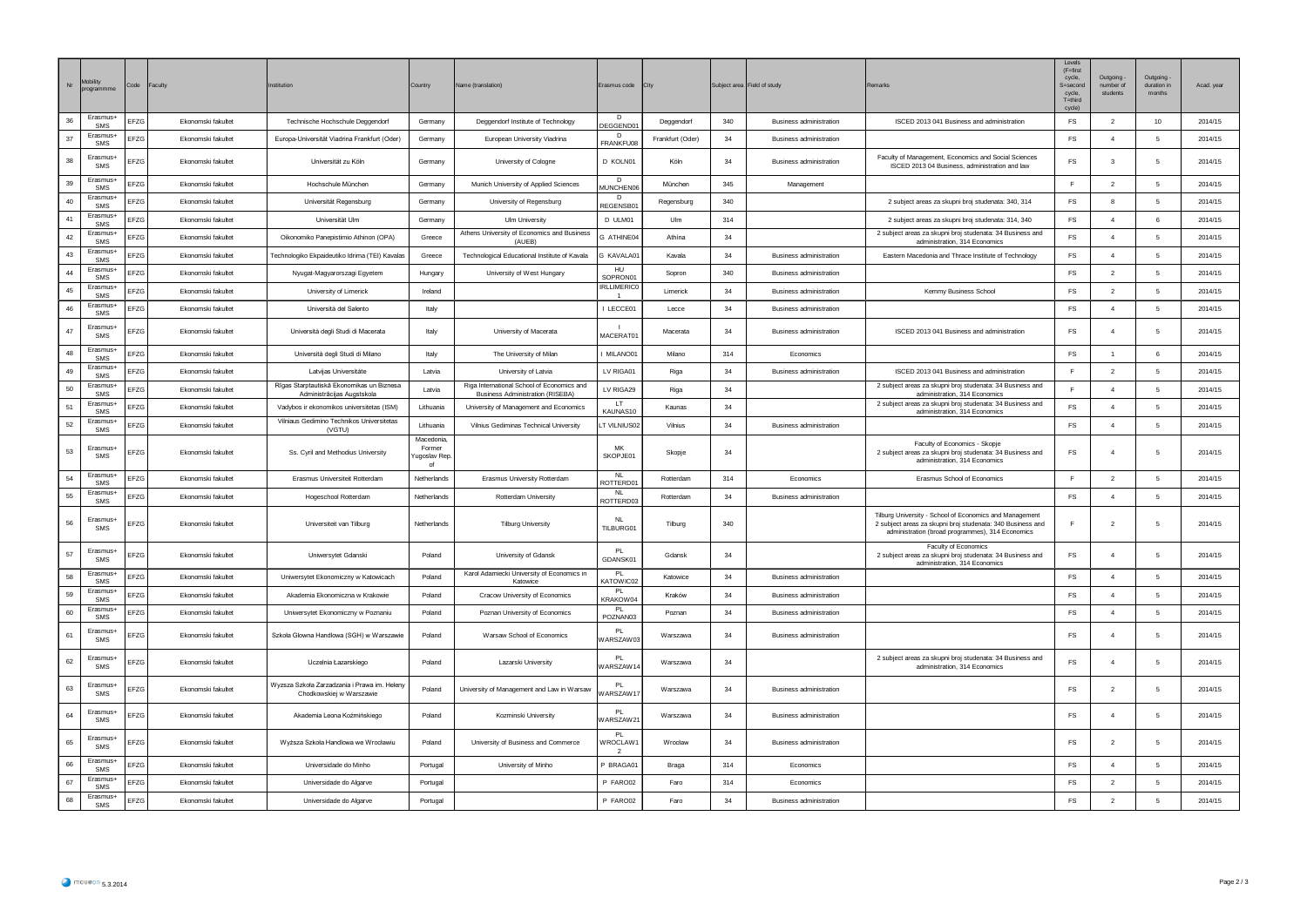| Nr | Mobility programme | Code | Faculty | Institution | Country | Name (translation) | Erasmus code | City | Subject area | Field of study | Remarks | Levels (F=first cycle, S=second cycle, T=third cycle) | Outgoing - number of students | Outgoing - duration in months | Acad. year |
|---|---|---|---|---|---|---|---|---|---|---|---|---|---|---|---|
| 36 | Erasmus+ SMS | EFZG | Ekonomski fakultet | Technische Hochschule Deggendorf | Germany | Deggendorf Institute of Technology | D DEGGEND01 | Deggendorf | 340 | Business administration | ISCED 2013 041 Business and administration | FS | 2 | 10 | 2014/15 |
| 37 | Erasmus+ SMS | EFZG | Ekonomski fakultet | Europa-Universität Viadrina Frankfurt (Oder) | Germany | European University Viadrina | D FRANKFU08 | Frankfurt (Oder) | 34 | Business administration | | FS | 4 | 5 | 2014/15 |
| 38 | Erasmus+ SMS | EFZG | Ekonomski fakultet | Universität zu Köln | Germany | University of Cologne | D KOLN01 | Köln | 34 | Business administration | Faculty of Management, Economics and Social Sciences ISCED 2013 04 Business, administration and law | FS | 3 | 5 | 2014/15 |
| 39 | Erasmus+ SMS | EFZG | Ekonomski fakultet | Hochschule München | Germany | Munich University of Applied Sciences | D MUNCHEN06 | München | 345 | Management | | F | 2 | 5 | 2014/15 |
| 40 | Erasmus+ SMS | EFZG | Ekonomski fakultet | Universität Regensburg | Germany | University of Regensburg | D REGENSB01 | Regensburg | 340 | | 2 subject areas za skupni broj studenata: 340, 314 | FS | 8 | 5 | 2014/15 |
| 41 | Erasmus+ SMS | EFZG | Ekonomski fakultet | Universität Ulm | Germany | Ulm University | D ULM01 | Ulm | 314 | | 2 subject areas za skupni broj studenata: 314, 340 | FS | 4 | 6 | 2014/15 |
| 42 | Erasmus+ SMS | EFZG | Ekonomski fakultet | Oikonomiko Panepistimio Athinon (OPA) | Greece | Athens University of Economics and Business (AUEB) | G ATHINE04 | Athína | 34 | | 2 subject areas za skupni broj studenata: 34 Business and administration, 314 Economics | FS | 4 | 5 | 2014/15 |
| 43 | Erasmus+ SMS | EFZG | Ekonomski fakultet | Technologiko Ekpaideutiko Idrima (TEI) Kavalas | Greece | Technological Educational Institute of Kavala | G KAVALA01 | Kavala | 34 | Business administration | Eastern Macedonia and Thrace Institute of Technology | FS | 4 | 5 | 2014/15 |
| 44 | Erasmus+ SMS | EFZG | Ekonomski fakultet | Nyugat-Magyarorszagi Egyetem | Hungary | University of West Hungary | HU SOPRON01 | Sopron | 340 | Business administration | | FS | 2 | 5 | 2014/15 |
| 45 | Erasmus+ SMS | EFZG | Ekonomski fakultet | University of Limerick | Ireland | | IRLLIMERIC01 | Limerick | 34 | Business administration | Kemmy Business School | FS | 2 | 5 | 2014/15 |
| 46 | Erasmus+ SMS | EFZG | Ekonomski fakultet | Università del Salento | Italy | | I LECCE01 | Lecce | 34 | Business administration | | FS | 4 | 5 | 2014/15 |
| 47 | Erasmus+ SMS | EFZG | Ekonomski fakultet | Università degli Studi di Macerata | Italy | University of Macerata | I MACERAT01 | Macerata | 34 | Business administration | ISCED 2013 041 Business and administration | FS | 4 | 5 | 2014/15 |
| 48 | Erasmus+ SMS | EFZG | Ekonomski fakultet | Università degli Studi di Milano | Italy | The University of Milan | I MILANO01 | Milano | 314 | Economics | | FS | 1 | 6 | 2014/15 |
| 49 | Erasmus+ SMS | EFZG | Ekonomski fakultet | Latvijas Universitāte | Latvia | University of Latvia | LV RIGA01 | Riga | 34 | Business administration | ISCED 2013 041 Business and administration | F | 2 | 5 | 2014/15 |
| 50 | Erasmus+ SMS | EFZG | Ekonomski fakultet | Rīgas Starptautiskā Ekonomikas un Biznesa Administrācijas Augstskola | Latvia | Riga International School of Economics and Business Administration (RISEBA) | LV RIGA29 | Riga | 34 | | 2 subject areas za skupni broj studenata: 34 Business and administration, 314 Economics | F | 4 | 5 | 2014/15 |
| 51 | Erasmus+ SMS | EFZG | Ekonomski fakultet | Vadybos ir ekonomikos universitetas (ISM) | Lithuania | University of Management and Economics | LT KAUNAS10 | Kaunas | 34 | | 2 subject areas za skupni broj studenata: 34 Business and administration, 314 Economics | FS | 4 | 5 | 2014/15 |
| 52 | Erasmus+ SMS | EFZG | Ekonomski fakultet | Vilniaus Gedimino Technikos Universitetas (VGTU) | Lithuania | Vilnius Gediminas Technical University | LT VILNIUS02 | Vilnius | 34 | Business administration | | FS | 4 | 5 | 2014/15 |
| 53 | Erasmus+ SMS | EFZG | Ekonomski fakultet | Ss. Cyril and Methodius University | Macedonia, Former Yugoslav Rep. of | | MK SKOPJE01 | Skopje | 34 | | Faculty of Economics - Skopje 2 subject areas za skupni broj studenata: 34 Business and administration, 314 Economics | FS | 4 | 5 | 2014/15 |
| 54 | Erasmus+ SMS | EFZG | Ekonomski fakultet | Erasmus Universiteit Rotterdam | Netherlands | Erasmus University Rotterdam | NL ROTTERD01 | Rotterdam | 314 | Economics | Erasmus School of Economics | F | 2 | 5 | 2014/15 |
| 55 | Erasmus+ SMS | EFZG | Ekonomski fakultet | Hogeschool Rotterdam | Netherlands | Rotterdam University | NL ROTTERD03 | Rotterdam | 34 | Business administration | | FS | 4 | 5 | 2014/15 |
| 56 | Erasmus+ SMS | EFZG | Ekonomski fakultet | Universiteit van Tilburg | Netherlands | Tilburg University | NL TILBURG01 | Tilburg | 340 | | Tilburg University - School of Economics and Management 2 subject areas za skupni broj studenata: 340 Business and administration (broad programmes), 314 Economics | F | 2 | 5 | 2014/15 |
| 57 | Erasmus+ SMS | EFZG | Ekonomski fakultet | Uniwersytet Gdanski | Poland | University of Gdansk | PL GDANSK01 | Gdansk | 34 | | Faculty of Economics 2 subject areas za skupni broj studenata: 34 Business and administration, 314 Economics | FS | 4 | 5 | 2014/15 |
| 58 | Erasmus+ SMS | EFZG | Ekonomski fakultet | Uniwersytet Ekonomiczny w Katowicach | Poland | Karol Adamiecki University of Economics in Katowice | PL KATOWIC02 | Katowice | 34 | Business administration | | FS | 4 | 5 | 2014/15 |
| 59 | Erasmus+ SMS | EFZG | Ekonomski fakultet | Akademia Ekonomiczna w Krakowie | Poland | Cracow University of Economics | PL KRAKOW04 | Kraków | 34 | Business administration | | FS | 4 | 5 | 2014/15 |
| 60 | Erasmus+ SMS | EFZG | Ekonomski fakultet | Uniwersytet Ekonomiczny w Poznaniu | Poland | Poznan University of Economics | PL POZNAN03 | Poznan | 34 | Business administration | | FS | 4 | 5 | 2014/15 |
| 61 | Erasmus+ SMS | EFZG | Ekonomski fakultet | Szkoła Głowna Handlowa (SGH) w Warszawie | Poland | Warsaw School of Economics | PL WARSZAW03 | Warszawa | 34 | Business administration | | FS | 4 | 5 | 2014/15 |
| 62 | Erasmus+ SMS | EFZG | Ekonomski fakultet | Uczelnia Łazarskiego | Poland | Lazarski University | PL WARSZAW14 | Warszawa | 34 | | 2 subject areas za skupni broj studenata: 34 Business and administration, 314 Economics | FS | 4 | 5 | 2014/15 |
| 63 | Erasmus+ SMS | EFZG | Ekonomski fakultet | Wyższa Szkoła Zarzadzania i Prawa im. Heleny Chodkowskiej w Warszawie | Poland | University of Management and Law in Warsaw | PL WARSZAW17 | Warszawa | 34 | Business administration | | FS | 2 | 5 | 2014/15 |
| 64 | Erasmus+ SMS | EFZG | Ekonomski fakultet | Akademia Leona Koźmińskiego | Poland | Kozminski University | PL WARSZAW21 | Warszawa | 34 | Business administration | | FS | 4 | 5 | 2014/15 |
| 65 | Erasmus+ SMS | EFZG | Ekonomski fakultet | Wyższa Szkoła Handlowa we Wrocławiu | Poland | University of Business and Commerce | PL WROCLAW12 | Wroclaw | 34 | Business administration | | FS | 2 | 5 | 2014/15 |
| 66 | Erasmus+ SMS | EFZG | Ekonomski fakultet | Universidade do Minho | Portugal | University of Minho | P BRAGA01 | Braga | 314 | Economics | | FS | 4 | 5 | 2014/15 |
| 67 | Erasmus+ SMS | EFZG | Ekonomski fakultet | Universidade do Algarve | Portugal | | P FARO02 | Faro | 314 | Economics | | FS | 2 | 5 | 2014/15 |
| 68 | Erasmus+ SMS | EFZG | Ekonomski fakultet | Universidade do Algarve | Portugal | | P FARO02 | Faro | 34 | Business administration | | FS | 2 | 5 | 2014/15 |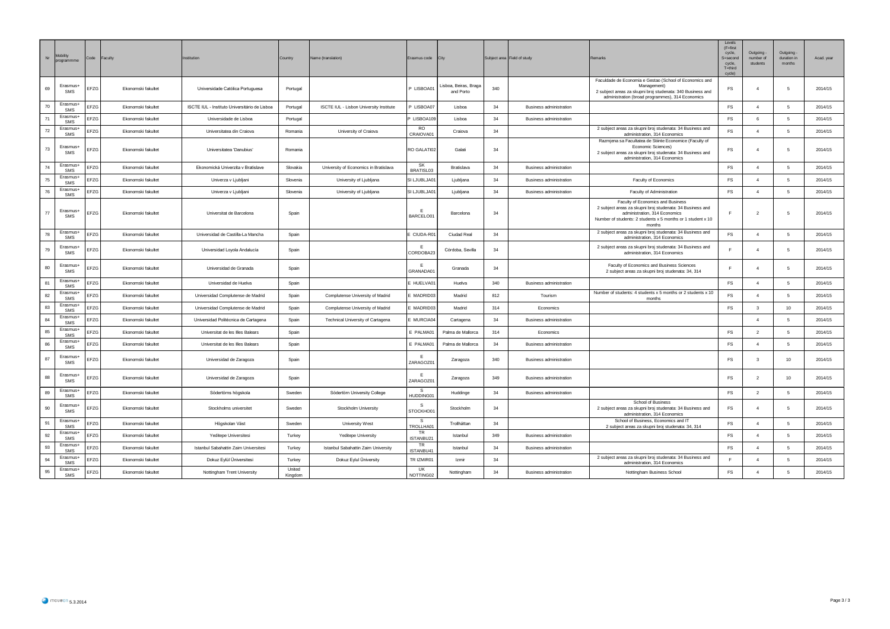| Nr | Mobility programme | Code | Faculty | Institution | Country | Name (translation) | Erasmus code | City | Subject area | Field of study | Remarks | Levels (F=first cycle, S=second cycle, T=third cycle) | Outgoing - number of students | Outgoing - duration in months | Acad. year |
|---|---|---|---|---|---|---|---|---|---|---|---|---|---|---|---|
| 69 | Erasmus+ SMS | EFZG | Ekonomski fakultet | Universidade Católica Portuguesa | Portugal | | P LISBOA01 | Lisboa, Beiras, Braga and Porto | 340 | | Faculdade de Economia e Gestao (School of Economics and Management) 2 subject areas za skupni broj studenata: 340 Business and administration (broad programmes), 314 Economics | FS | 4 | 5 | 2014/15 |
| 70 | Erasmus+ SMS | EFZG | Ekonomski fakultet | ISCTE IUL - Instituto Universitário de Lisboa | Portugal | ISCTE IUL - Lisbon University Institute | P LISBOA07 | Lisboa | 34 | Business administration | | FS | 4 | 5 | 2014/15 |
| 71 | Erasmus+ SMS | EFZG | Ekonomski fakultet | Universidade de Lisboa | Portugal | | P LISBOA109 | Lisboa | 34 | Business administration | | FS | 6 | 5 | 2014/15 |
| 72 | Erasmus+ SMS | EFZG | Ekonomski fakultet | Universitatea din Craiova | Romania | University of Craiova | RO CRAIOVA01 | Craiova | 34 | | 2 subject areas za skupni broj studenata: 34 Business and administration, 314 Economics | FS | 4 | 5 | 2014/15 |
| 73 | Erasmus+ SMS | EFZG | Ekonomski fakultet | Universitatea 'Danubius' | Romania | | RO GALATI02 | Galati | 34 | | Razmjena sa Facultatea de Stiinte Economice (Faculty of Economic Sciences) 2 subject areas za skupni broj studenata: 34 Business and administration, 314 Economics | FS | 4 | 5 | 2014/15 |
| 74 | Erasmus+ SMS | EFZG | Ekonomski fakultet | Ekonomická Univerzita v Bratislave | Slovakia | University of Economics in Bratislava | SK BRATISL03 | Bratislava | 34 | Business administration | | FS | 4 | 5 | 2014/15 |
| 75 | Erasmus+ SMS | EFZG | Ekonomski fakultet | Univerza v Ljubljani | Slovenia | University of Ljubljana | SI LJUBLJA01 | Ljubljana | 34 | Business administration | Faculty of Economics | FS | 4 | 5 | 2014/15 |
| 76 | Erasmus+ SMS | EFZG | Ekonomski fakultet | Univerza v Ljubljani | Slovenia | University of Ljubljana | SI LJUBLJA01 | Ljubljana | 34 | Business administration | Faculty of Administration | FS | 4 | 5 | 2014/15 |
| 77 | Erasmus+ SMS | EFZG | Ekonomski fakultet | Universitat de Barcelona | Spain | | E BARCELO01 | Barcelona | 34 | | Faculty of Economics and Business 2 subject areas za skupni broj studenata: 34 Business and administration, 314 Economics Number of students: 2 students x 5 months or 1 student x 10 months | F | 2 | 5 | 2014/15 |
| 78 | Erasmus+ SMS | EFZG | Ekonomski fakultet | Universidad de Castilla-La Mancha | Spain | | E CIUDA-R01 | Ciudad Real | 34 | | 2 subject areas za skupni broj studenata: 34 Business and administration, 314 Economics | FS | 4 | 5 | 2014/15 |
| 79 | Erasmus+ SMS | EFZG | Ekonomski fakultet | Universidad Loyola Andalucía | Spain | | E CORDOBA23 | Córdoba, Sevilla | 34 | | 2 subject areas za skupni broj studenata: 34 Business and administration, 314 Economics | F | 4 | 5 | 2014/15 |
| 80 | Erasmus+ SMS | EFZG | Ekonomski fakultet | Universidad de Granada | Spain | | E GRANADA01 | Granada | 34 | | Faculty of Economics and Business Sciences 2 subject areas za skupni broj studenata: 34, 314 | F | 4 | 5 | 2014/15 |
| 81 | Erasmus+ SMS | EFZG | Ekonomski fakultet | Universidad de Huelva | Spain | | E HUELVA01 | Huelva | 340 | Business administration | | FS | 4 | 5 | 2014/15 |
| 82 | Erasmus+ SMS | EFZG | Ekonomski fakultet | Universidad Complutense de Madrid | Spain | Complutense University of Madrid | E MADRID03 | Madrid | 812 | Tourism | Number of students: 4 students x 5 months or 2 students x 10 months | FS | 4 | 5 | 2014/15 |
| 83 | Erasmus+ SMS | EFZG | Ekonomski fakultet | Universidad Complutense de Madrid | Spain | Complutense University of Madrid | E MADRID03 | Madrid | 314 | Economics | | FS | 3 | 10 | 2014/15 |
| 84 | Erasmus+ SMS | EFZG | Ekonomski fakultet | Universidad Politécnica de Cartagena | Spain | Technical University of Cartagena | E MURCIA04 | Cartagena | 34 | Business administration | | | 4 | 5 | 2014/15 |
| 85 | Erasmus+ SMS | EFZG | Ekonomski fakultet | Universitat de les Illes Balears | Spain | | E PALMA01 | Palma de Mallorca | 314 | Economics | | FS | 2 | 5 | 2014/15 |
| 86 | Erasmus+ SMS | EFZG | Ekonomski fakultet | Universitat de les Illes Balears | Spain | | E PALMA01 | Palma de Mallorca | 34 | Business administration | | FS | 4 | 5 | 2014/15 |
| 87 | Erasmus+ SMS | EFZG | Ekonomski fakultet | Universidad de Zaragoza | Spain | | E ZARAGOZ01 | Zaragoza | 340 | Business administration | | FS | 3 | 10 | 2014/15 |
| 88 | Erasmus+ SMS | EFZG | Ekonomski fakultet | Universidad de Zaragoza | Spain | | E ZARAGOZ01 | Zaragoza | 349 | Business administration | | FS | 2 | 10 | 2014/15 |
| 89 | Erasmus+ SMS | EFZG | Ekonomski fakultet | Södertörns högskola | Sweden | Södertörn University College | S HUDDING01 | Huddinge | 34 | Business administration | | FS | 2 | 5 | 2014/15 |
| 90 | Erasmus+ SMS | EFZG | Ekonomski fakultet | Stockholms universitet | Sweden | Stockholm University | S STOCKHO01 | Stockholm | 34 | | School of Business 2 subject areas za skupni broj studenata: 34 Business and administration, 314 Economics | FS | 4 | 5 | 2014/15 |
| 91 | Erasmus+ SMS | EFZG | Ekonomski fakultet | Högskolan Väst | Sweden | University West | S TROLLHA01 | Trollhättan | 34 | | School of Business, Economics and IT 2 subject areas za skupni broj studenata: 34, 314 | FS | 4 | 5 | 2014/15 |
| 92 | Erasmus+ SMS | EFZG | Ekonomski fakultet | Yeditepe Universitesi | Turkey | Yeditepe University | TR ISTANBU21 | Istanbul | 349 | Business administration | | FS | 4 | 5 | 2014/15 |
| 93 | Erasmus+ SMS | EFZG | Ekonomski fakultet | Istanbul Sabahattin Zaim Universitesi | Turkey | Istanbul Sabahattin Zaim University | TR ISTANBU41 | Istanbul | 34 | Business administration | | FS | 4 | 5 | 2014/15 |
| 94 | Erasmus+ SMS | EFZG | Ekonomski fakultet | Dokuz Eylül Üniversitesi | Turkey | Dokuz Eylul Üniversity | TR IZMIR01 | Izmir | 34 | | 2 subject areas za skupni broj studenata: 34 Business and administration, 314 Economics | F | 4 | 5 | 2014/15 |
| 95 | Erasmus+ SMS | EFZG | Ekonomski fakultet | Nottingham Trent University | United Kingdom | | UK NOTTING02 | Nottingham | 34 | Business administration | Nottingham Business School | FS | 4 | 5 | 2014/15 |

5.3.2014